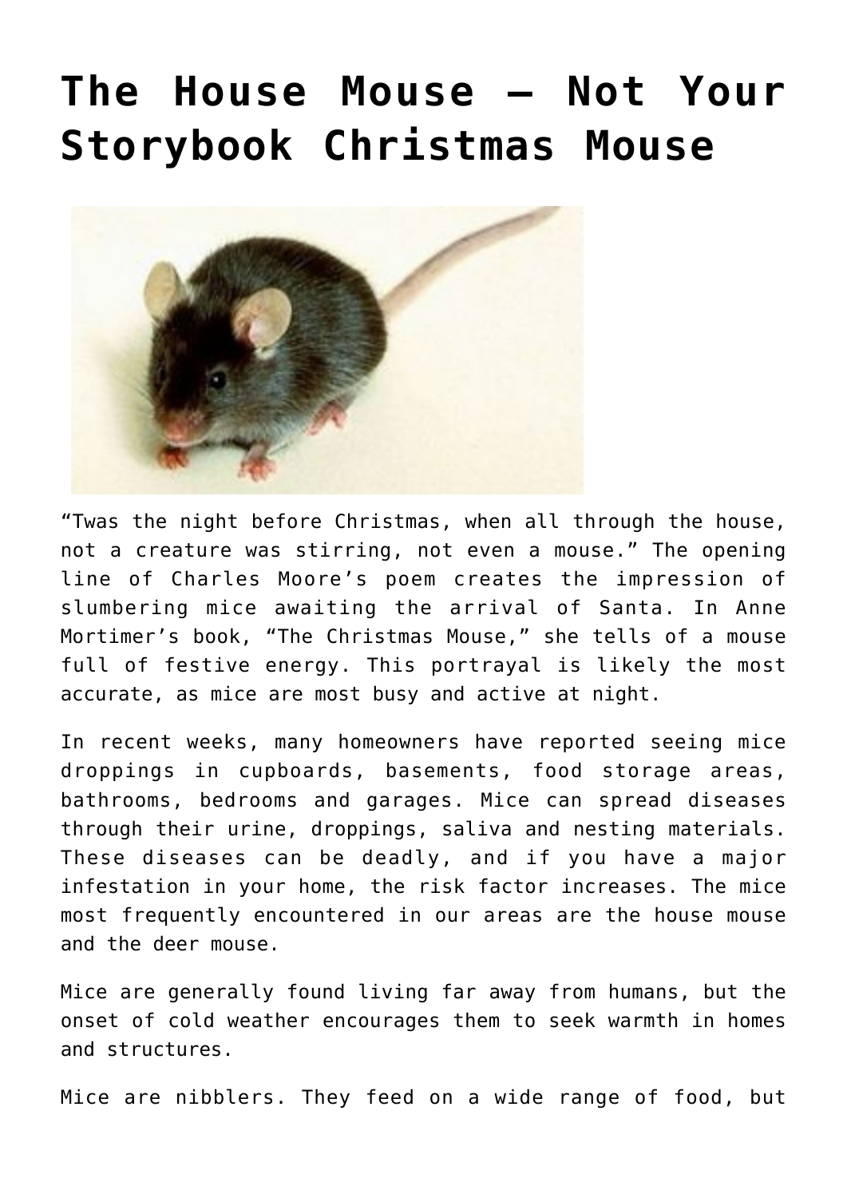# The House Mouse – Not Your Storybook Christmas Mouse

"Twas the night before Christmas, when all through the house, not a creature was stirring, not even a mouse." The opening line of Charles Moore's poem creates the impression of slumbering mice awaiting the arrival of Santa. In Anne Mortimer's book, "The Christmas Mouse," she tells of a mouse full of festive energy. This portrayal is likely the most accurate, as mice are most busy and active at night.

In recent weeks, many homeowners have reported seeing mice droppings in cupboards, basements, food storage areas, bathrooms, bedrooms and garages. Mice can spread diseases through their urine, droppings, saliva and nesting materials. These diseases can be deadly, and if you have a major infestation in your home, the risk factor increases. The mice most frequently encountered in our areas are the house mouse and the deer mouse.

Mice are generally found living far away from humans, but the onset of cold weather encourages them to seek warmth in homes and structures.

Mice are nibblers. They feed on a wide range of food, but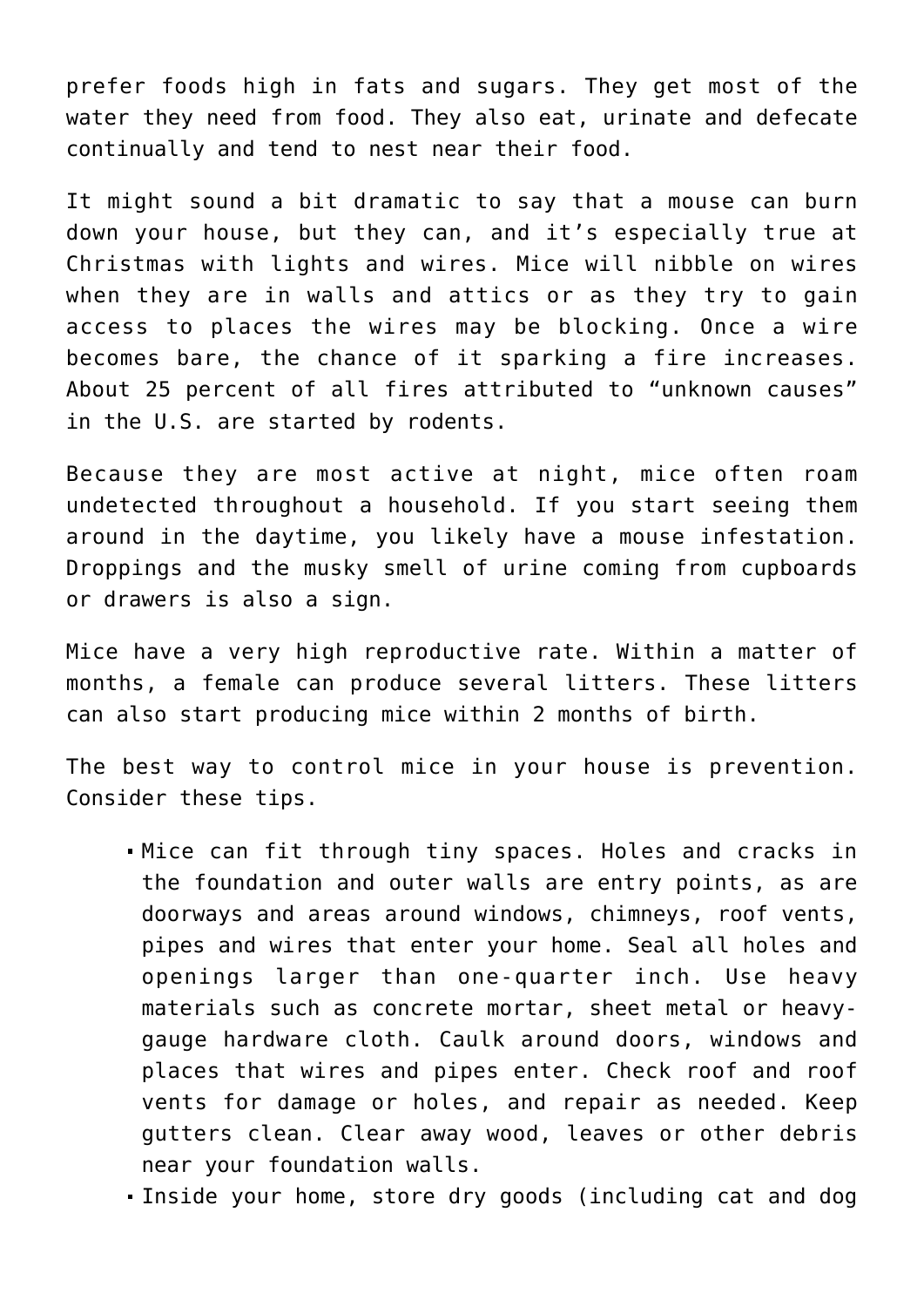prefer foods high in fats and sugars. They get most of the water they need from food. They also eat, urinate and defecate continually and tend to nest near their food.

It might sound a bit dramatic to say that a mouse can burn down your house, but they can, and it’s especially true at Christmas with lights and wires. Mice will nibble on wires when they are in walls and attics or as they try to gain access to places the wires may be blocking. Once a wire becomes bare, the chance of it sparking a fire increases. About 25 percent of all fires attributed to “unknown causes” in the U.S. are started by rodents.

Because they are most active at night, mice often roam undetected throughout a household. If you start seeing them around in the daytime, you likely have a mouse infestation. Droppings and the musky smell of urine coming from cupboards or drawers is also a sign.

Mice have a very high reproductive rate. Within a matter of months, a female can produce several litters. These litters can also start producing mice within 2 months of birth.

The best way to control mice in your house is prevention. Consider these tips.

- Mice can fit through tiny spaces. Holes and cracks in the foundation and outer walls are entry points, as are doorways and areas around windows, chimneys, roof vents, pipes and wires that enter your home. Seal all holes and openings larger than one-quarter inch. Use heavy materials such as concrete mortar, sheet metal or heavy-gauge hardware cloth. Caulk around doors, windows and places that wires and pipes enter. Check roof and roof vents for damage or holes, and repair as needed. Keep gutters clean. Clear away wood, leaves or other debris near your foundation walls.
- Inside your home, store dry goods (including cat and dog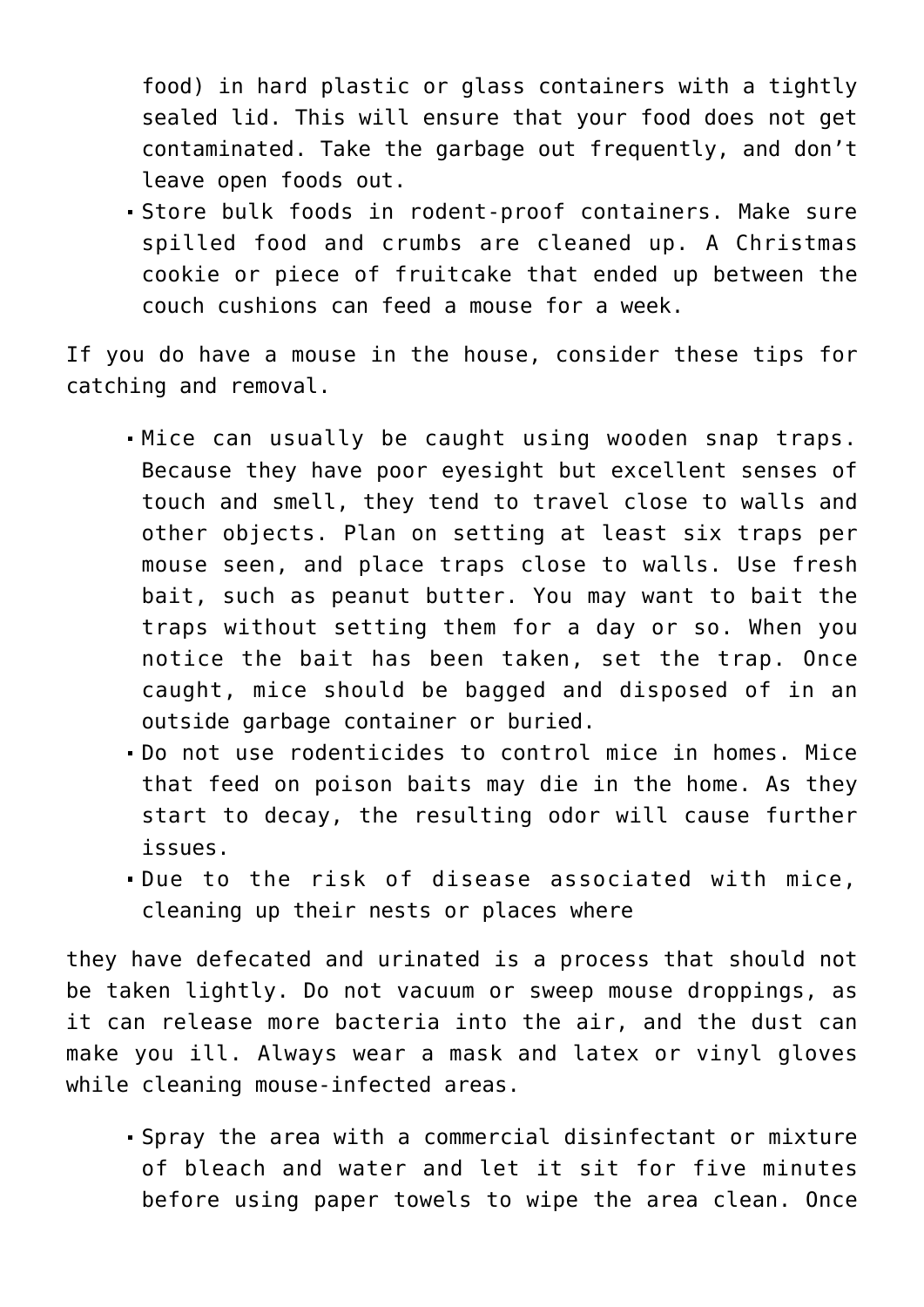food) in hard plastic or glass containers with a tightly sealed lid. This will ensure that your food does not get contaminated. Take the garbage out frequently, and don't leave open foods out.

- Store bulk foods in rodent-proof containers. Make sure spilled food and crumbs are cleaned up. A Christmas cookie or piece of fruitcake that ended up between the couch cushions can feed a mouse for a week.

If you do have a mouse in the house, consider these tips for catching and removal.

- Mice can usually be caught using wooden snap traps. Because they have poor eyesight but excellent senses of touch and smell, they tend to travel close to walls and other objects. Plan on setting at least six traps per mouse seen, and place traps close to walls. Use fresh bait, such as peanut butter. You may want to bait the traps without setting them for a day or so. When you notice the bait has been taken, set the trap. Once caught, mice should be bagged and disposed of in an outside garbage container or buried.
- Do not use rodenticides to control mice in homes. Mice that feed on poison baits may die in the home. As they start to decay, the resulting odor will cause further issues.
- Due to the risk of disease associated with mice, cleaning up their nests or places where

they have defecated and urinated is a process that should not be taken lightly. Do not vacuum or sweep mouse droppings, as it can release more bacteria into the air, and the dust can make you ill. Always wear a mask and latex or vinyl gloves while cleaning mouse-infected areas.

- Spray the area with a commercial disinfectant or mixture of bleach and water and let it sit for five minutes before using paper towels to wipe the area clean. Once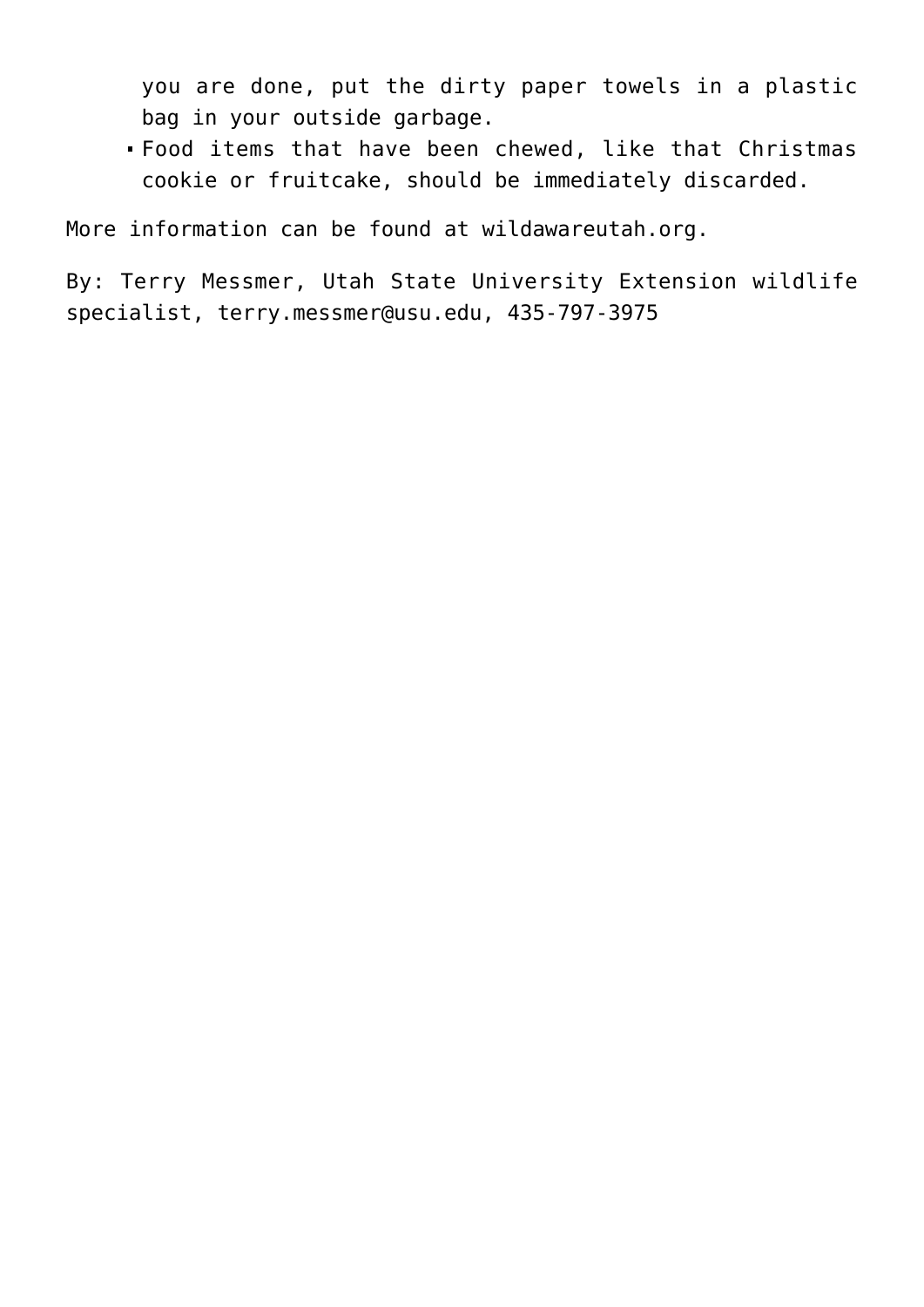you are done, put the dirty paper towels in a plastic bag in your outside garbage.

- Food items that have been chewed, like that Christmas cookie or fruitcake, should be immediately discarded.

More information can be found at wildawareutah.org.

By: Terry Messmer, Utah State University Extension wildlife specialist, terry.messmer@usu.edu, 435-797-3975